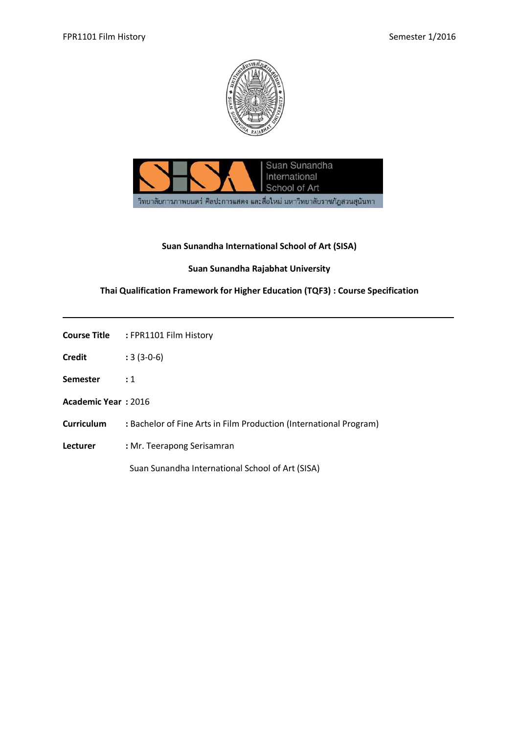**Suan Sunandha International School of Art (SISA)**

**Suan Sunandha Rajabhat University**

**Thai Qualification Framework for Higher Education (TQF3) : Course Specification**

---

**Course Title** : FPR1101 Film History

**Credit** : 3 (3-0-6)

**Semester** : 1

**Academic Year** : 2016

**Curriculum** : Bachelor of Fine Arts in Film Production (International Program)

**Lecturer** : Mr. Teerapong Serisamran

Suan Sunandha International School of Art (SISA)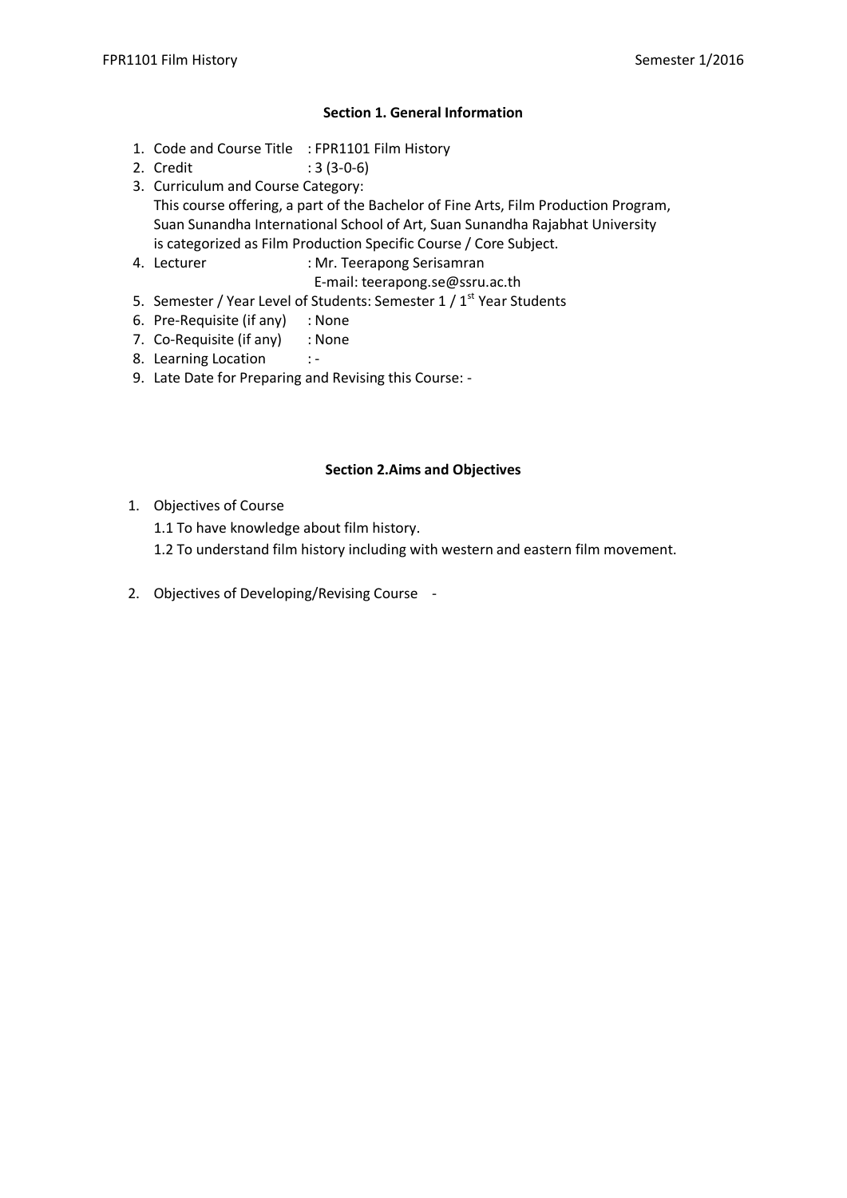## Section 1. General Information

1. Code and Course Title : FPR1101 Film History
2. Credit : 3 (3-0-6)
3. Curriculum and Course Category:
   This course offering, a part of the Bachelor of Fine Arts, Film Production Program, Suan Sunandha International School of Art, Suan Sunandha Rajabhat University is categorized as Film Production Specific Course / Core Subject.
4. Lecturer : Mr. Teerapong Serisamran
   E-mail: teerapong.se@ssru.ac.th
5. Semester / Year Level of Students: Semester 1 / 1st Year Students
6. Pre-Requisite (if any) : None
7. Co-Requisite (if any) : None
8. Learning Location : -
9. Late Date for Preparing and Revising this Course: -

## Section 2.Aims and Objectives

1. Objectives of Course
   1.1 To have knowledge about film history.
   1.2 To understand film history including with western and eastern film movement.
2. Objectives of Developing/Revising Course -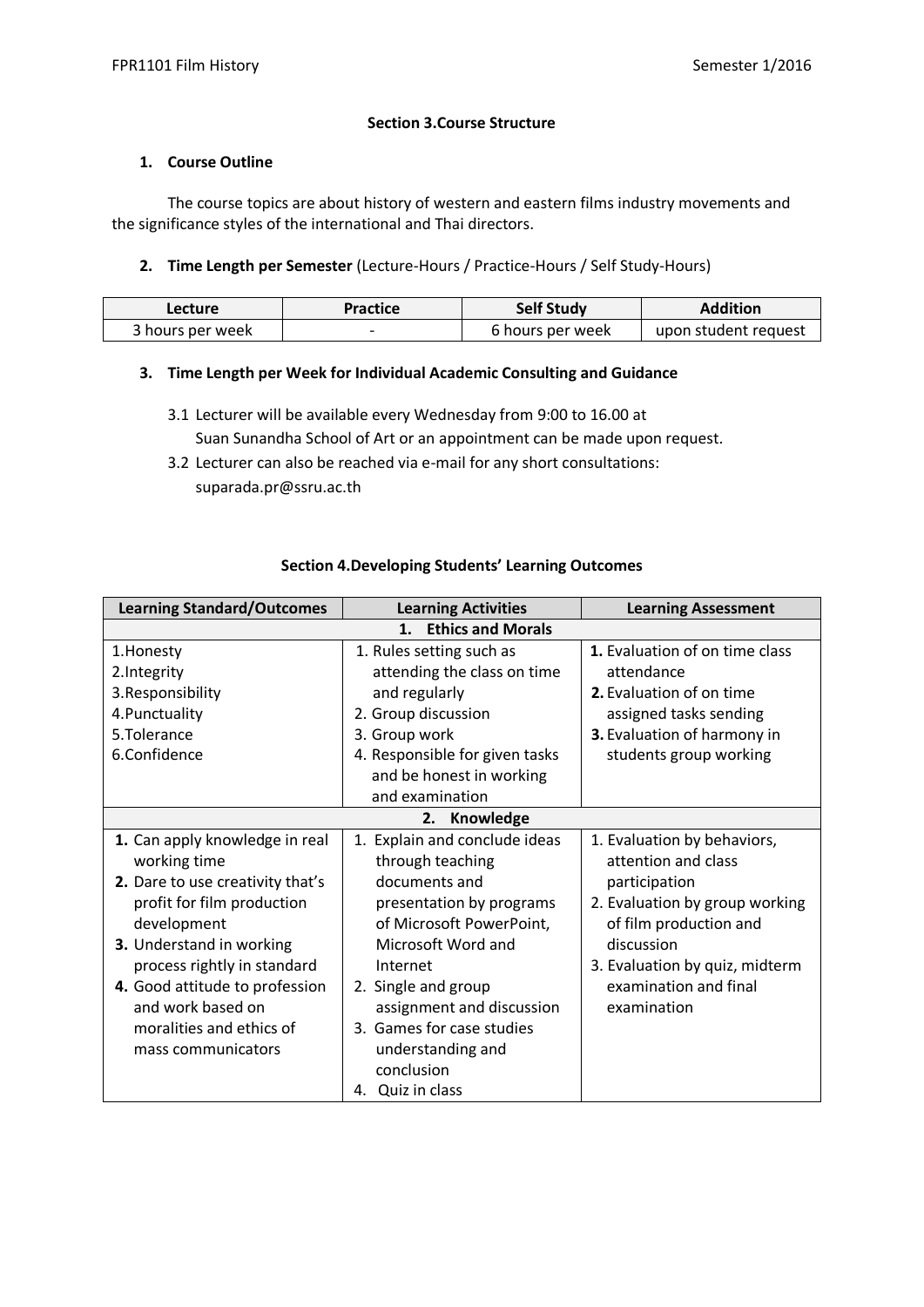## Section 3.Course Structure

### 1. Course Outline

The course topics are about history of western and eastern films industry movements and the significance styles of the international and Thai directors.

### 2. Time Length per Semester (Lecture-Hours / Practice-Hours / Self Study-Hours)

| Lecture | Practice | Self Study | Addition |
|---|---|---|---|
| 3 hours per week | - | 6 hours per week | upon student request |

### 3. Time Length per Week for Individual Academic Consulting and Guidance

3.1 Lecturer will be available every Wednesday from 9:00 to 16.00 at Suan Sunandha School of Art or an appointment can be made upon request.

3.2 Lecturer can also be reached via e-mail for any short consultations: suparada.pr@ssru.ac.th

## Section 4.Developing Students' Learning Outcomes

| Learning Standard/Outcomes | Learning Activities | Learning Assessment |
|---|---|---|
| **1. Ethics and Morals** | | |
| 1.Honesty<br>2.Integrity<br>3.Responsibility<br>4.Punctuality<br>5.Tolerance<br>6.Confidence | 1. Rules setting such as attending the class on time and regularly<br>2. Group discussion<br>3. Group work<br>4. Responsible for given tasks and be honest in working and examination | **1.** Evaluation of on time class attendance<br>**2.** Evaluation of on time assigned tasks sending<br>**3.** Evaluation of harmony in students group working |
| **2. Knowledge** | | |
| **1.** Can apply knowledge in real working time<br>**2.** Dare to use creativity that's profit for film production development<br>**3.** Understand in working process rightly in standard<br>**4.** Good attitude to profession and work based on moralities and ethics of mass communicators | 1. Explain and conclude ideas through teaching documents and presentation by programs of Microsoft PowerPoint, Microsoft Word and Internet<br>2. Single and group assignment and discussion<br>3. Games for case studies understanding and conclusion<br>4. Quiz in class | 1. Evaluation by behaviors, attention and class participation<br>2. Evaluation by group working of film production and discussion<br>3. Evaluation by quiz, midterm examination and final examination |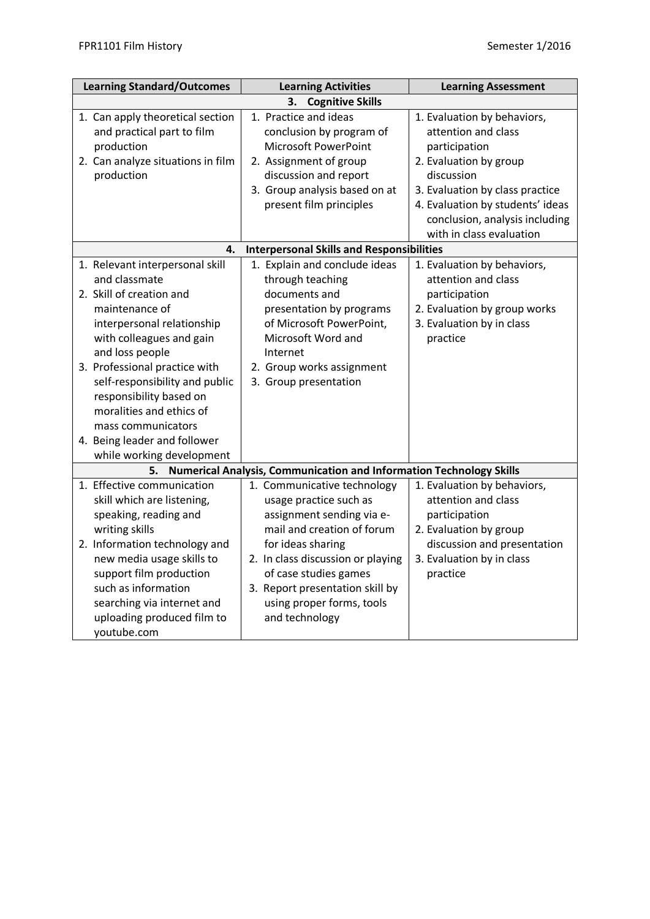| Learning Standard/Outcomes | Learning Activities | Learning Assessment |
|---|---|---|
| **3. Cognitive Skills** | | |
| 1. Can apply theoretical section and practical part to film production<br>2. Can analyze situations in film production | 1. Practice and ideas conclusion by program of Microsoft PowerPoint<br>2. Assignment of group discussion and report<br>3. Group analysis based on at present film principles | 1. Evaluation by behaviors, attention and class participation<br>2. Evaluation by group discussion<br>3. Evaluation by class practice<br>4. Evaluation by students' ideas conclusion, analysis including with in class evaluation |
| **4. Interpersonal Skills and Responsibilities** | | |
| 1. Relevant interpersonal skill and classmate<br>2. Skill of creation and maintenance of interpersonal relationship with colleagues and gain and loss people<br>3. Professional practice with self-responsibility and public responsibility based on moralities and ethics of mass communicators<br>4. Being leader and follower while working development | 1. Explain and conclude ideas through teaching documents and presentation by programs of Microsoft PowerPoint, Microsoft Word and Internet<br>2. Group works assignment<br>3. Group presentation | 1. Evaluation by behaviors, attention and class participation<br>2. Evaluation by group works<br>3. Evaluation by in class practice |
| **5. Numerical Analysis, Communication and Information Technology Skills** | | |
| 1. Effective communication skill which are listening, speaking, reading and writing skills<br>2. Information technology and new media usage skills to support film production such as information searching via internet and uploading produced film to youtube.com | 1. Communicative technology usage practice such as assignment sending via e-mail and creation of forum for ideas sharing<br>2. In class discussion or playing of case studies games<br>3. Report presentation skill by using proper forms, tools and technology | 1. Evaluation by behaviors, attention and class participation<br>2. Evaluation by group discussion and presentation<br>3. Evaluation by in class practice |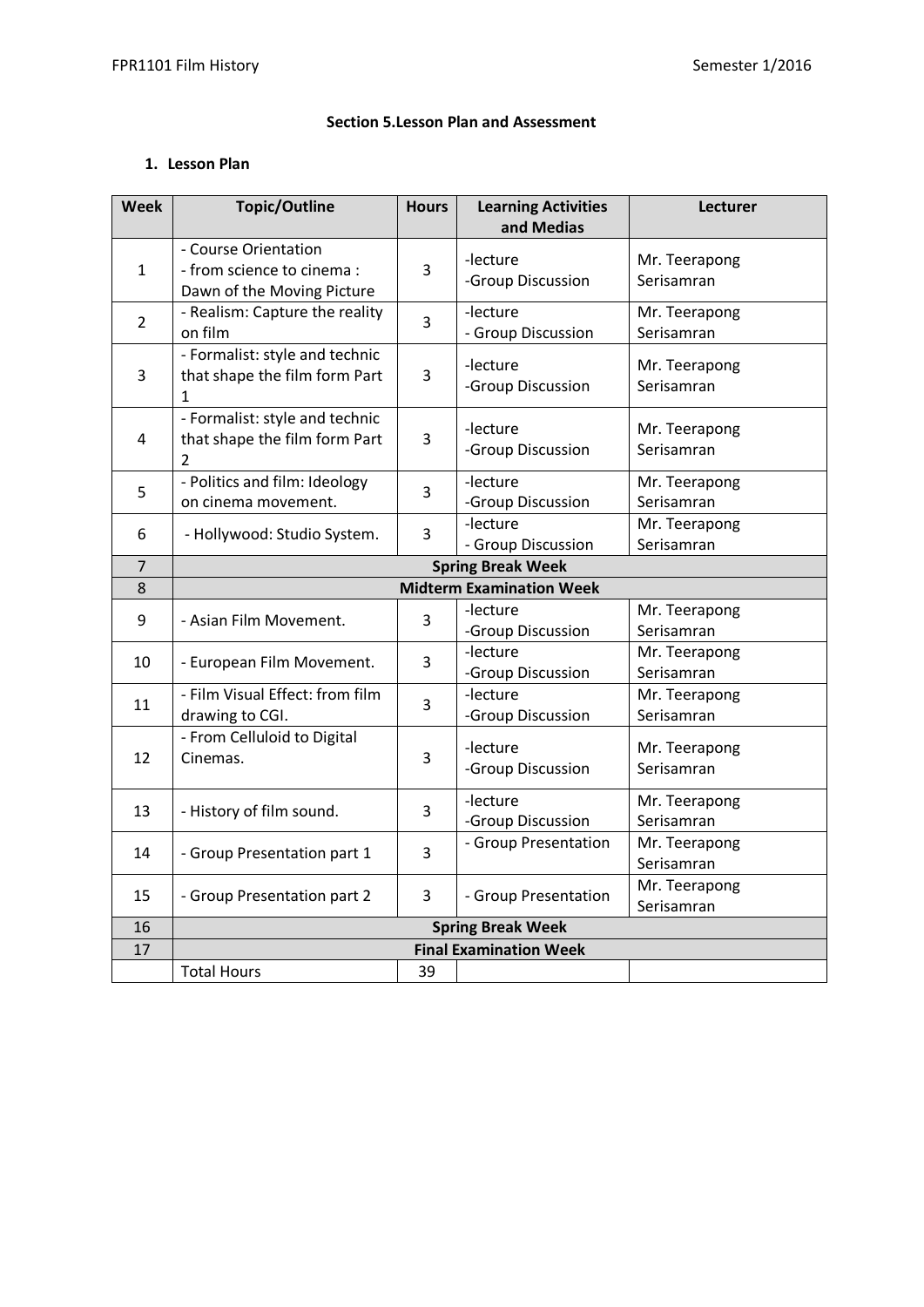### Section 5.Lesson Plan and Assessment

#### 1. Lesson Plan

| Week | Topic/Outline | Hours | Learning Activities and Medias | Lecturer |
|---|---|---|---|---|
| 1 | - Course Orientation<br>- from science to cinema : Dawn of the Moving Picture | 3 | -lecture<br>-Group Discussion | Mr. Teerapong Serisamran |
| 2 | - Realism: Capture the reality on film | 3 | -lecture<br>- Group Discussion | Mr. Teerapong Serisamran |
| 3 | - Formalist: style and technic that shape the film form Part 1 | 3 | -lecture<br>-Group Discussion | Mr. Teerapong Serisamran |
| 4 | - Formalist: style and technic that shape the film form Part 2 | 3 | -lecture<br>-Group Discussion | Mr. Teerapong Serisamran |
| 5 | - Politics and film: Ideology on cinema movement. | 3 | -lecture<br>-Group Discussion | Mr. Teerapong Serisamran |
| 6 | - Hollywood: Studio System. | 3 | -lecture<br>- Group Discussion | Mr. Teerapong Serisamran |
| 7 | **Spring Break Week** | | | |
| 8 | **Midterm Examination Week** | | | |
| 9 | - Asian Film Movement. | 3 | -lecture<br>-Group Discussion | Mr. Teerapong Serisamran |
| 10 | - European Film Movement. | 3 | -lecture<br>-Group Discussion | Mr. Teerapong Serisamran |
| 11 | - Film Visual Effect: from film drawing to CGI. | 3 | -lecture<br>-Group Discussion | Mr. Teerapong Serisamran |
| 12 | - From Celluloid to Digital Cinemas. | 3 | -lecture<br>-Group Discussion | Mr. Teerapong Serisamran |
| 13 | - History of film sound. | 3 | -lecture<br>-Group Discussion | Mr. Teerapong Serisamran |
| 14 | - Group Presentation part 1 | 3 | - Group Presentation | Mr. Teerapong Serisamran |
| 15 | - Group Presentation part 2 | 3 | - Group Presentation | Mr. Teerapong Serisamran |
| 16 | **Spring Break Week** | | | |
| 17 | **Final Examination Week** | | | |
| | Total Hours | 39 | | |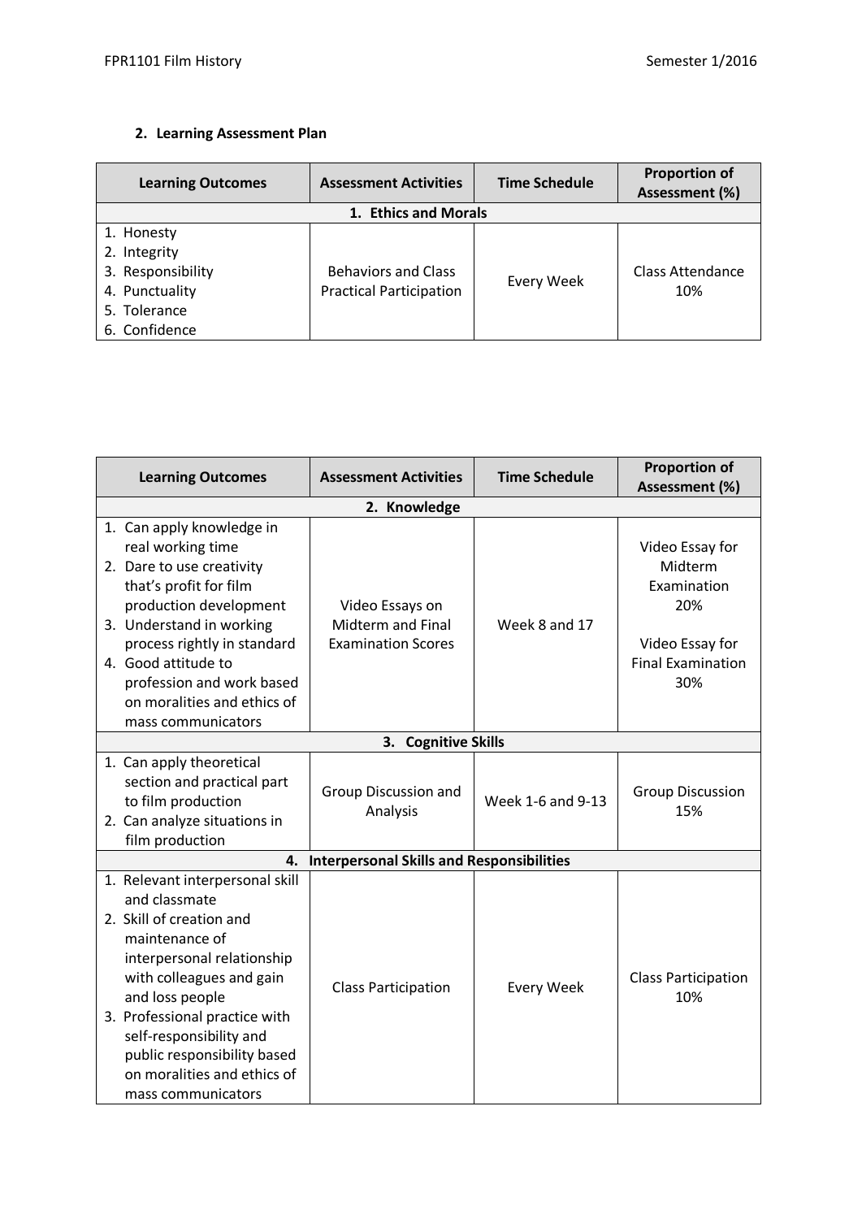## 2. Learning Assessment Plan

| Learning Outcomes | Assessment Activities | Time Schedule | Proportion of Assessment (%) |
|---|---|---|---|
| **1. Ethics and Morals** | | | |
| 1. Honesty<br>2. Integrity<br>3. Responsibility<br>4. Punctuality<br>5. Tolerance<br>6. Confidence | Behaviors and Class Practical Participation | Every Week | Class Attendance 10% |

| Learning Outcomes | Assessment Activities | Time Schedule | Proportion of Assessment (%) |
|---|---|---|---|
| **2. Knowledge** | | | |
| 1. Can apply knowledge in real working time<br>2. Dare to use creativity that's profit for film production development<br>3. Understand in working process rightly in standard<br>4. Good attitude to profession and work based on moralities and ethics of mass communicators | Video Essays on Midterm and Final Examination Scores | Week 8 and 17 | Video Essay for Midterm Examination 20%<br><br>Video Essay for Final Examination 30% |
| **3. Cognitive Skills** | | | |
| 1. Can apply theoretical section and practical part to film production<br>2. Can analyze situations in film production | Group Discussion and Analysis | Week 1-6 and 9-13 | Group Discussion 15% |
| **4. Interpersonal Skills and Responsibilities** | | | |
| 1. Relevant interpersonal skill and classmate<br>2. Skill of creation and maintenance of interpersonal relationship with colleagues and gain and loss people<br>3. Professional practice with self-responsibility and public responsibility based on moralities and ethics of mass communicators | Class Participation | Every Week | Class Participation 10% |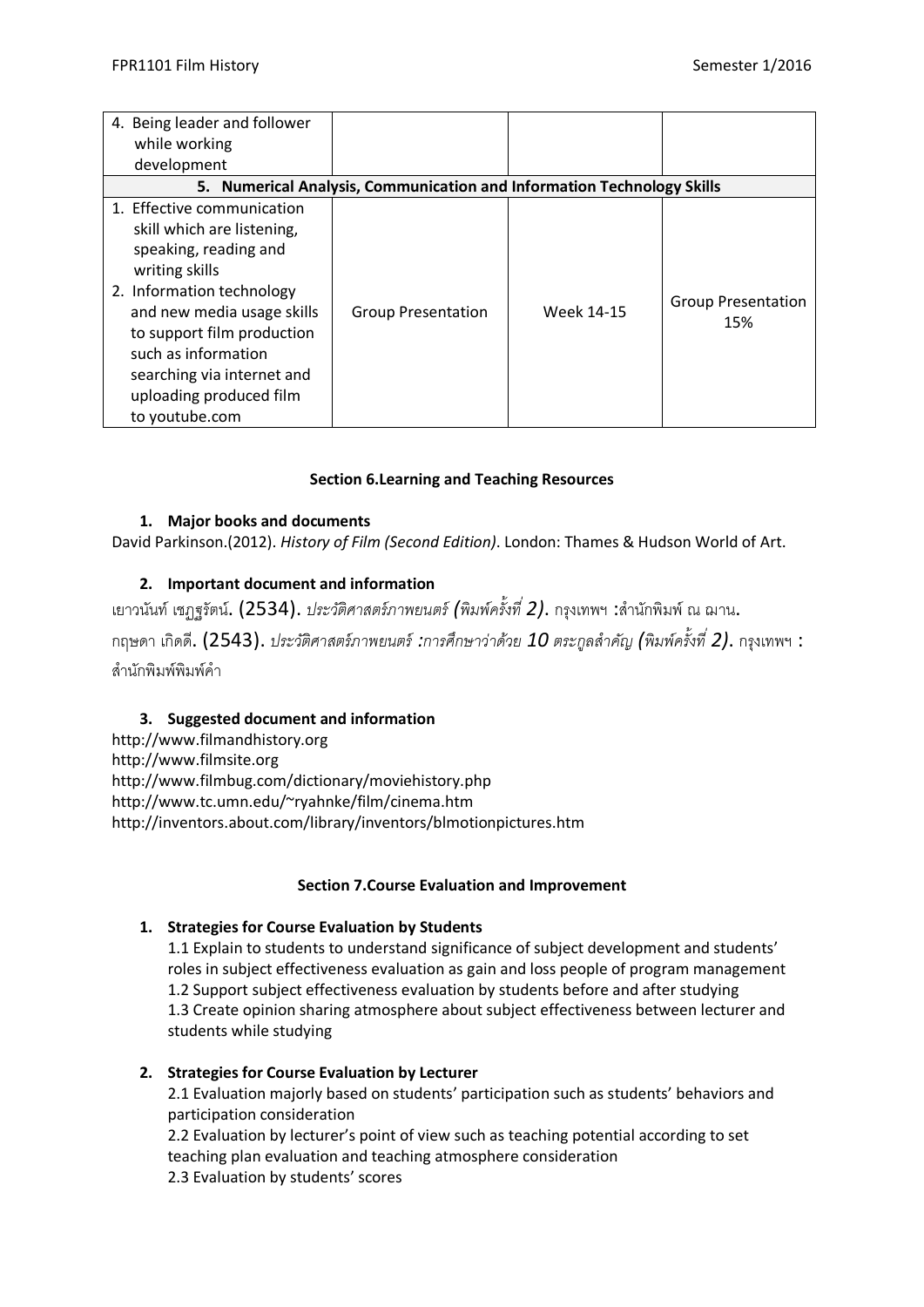| 4. Being leader and follower while working development | | | |
|---|---|---|---|
| **5. Numerical Analysis, Communication and Information Technology Skills** | | | |
| 1. Effective communication skill which are listening, speaking, reading and writing skills<br>2. Information technology and new media usage skills to support film production such as information searching via internet and uploading produced film to youtube.com | Group Presentation | Week 14-15 | Group Presentation 15% |

### Section 6.Learning and Teaching Resources

1. **Major books and documents**

David Parkinson.(2012). *History of Film (Second Edition)*. London: Thames & Hudson World of Art.

2. **Important document and information**

เยาวนันท์ เชฏฐรัตน์. (2534). *ประวัติศาสตร์ภาพยนตร์ (พิมพ์ครั้งที่ 2)*. กรุงเทพฯ :สำนักพิมพ์ ณ ฌาน.

กฤษดา เกิดดี. (2543). *ประวัติศาสตร์ภาพยนตร์ :การศึกษาว่าด้วย 10 ตระกูลสำคัญ (พิมพ์ครั้งที่ 2)*. กรุงเทพฯ : สำนักพิมพ์พิมพ์คำ

3. **Suggested document and information**

http://www.filmandhistory.org
http://www.filmsite.org
http://www.filmbug.com/dictionary/moviehistory.php
http://www.tc.umn.edu/~ryahnke/film/cinema.htm
http://inventors.about.com/library/inventors/blmotionpictures.htm

### Section 7.Course Evaluation and Improvement

1. **Strategies for Course Evaluation by Students**

   1.1 Explain to students to understand significance of subject development and students' roles in subject effectiveness evaluation as gain and loss people of program management
   1.2 Support subject effectiveness evaluation by students before and after studying
   1.3 Create opinion sharing atmosphere about subject effectiveness between lecturer and students while studying

2. **Strategies for Course Evaluation by Lecturer**

   2.1 Evaluation majorly based on students' participation such as students' behaviors and participation consideration
   2.2 Evaluation by lecturer's point of view such as teaching potential according to set teaching plan evaluation and teaching atmosphere consideration
   2.3 Evaluation by students' scores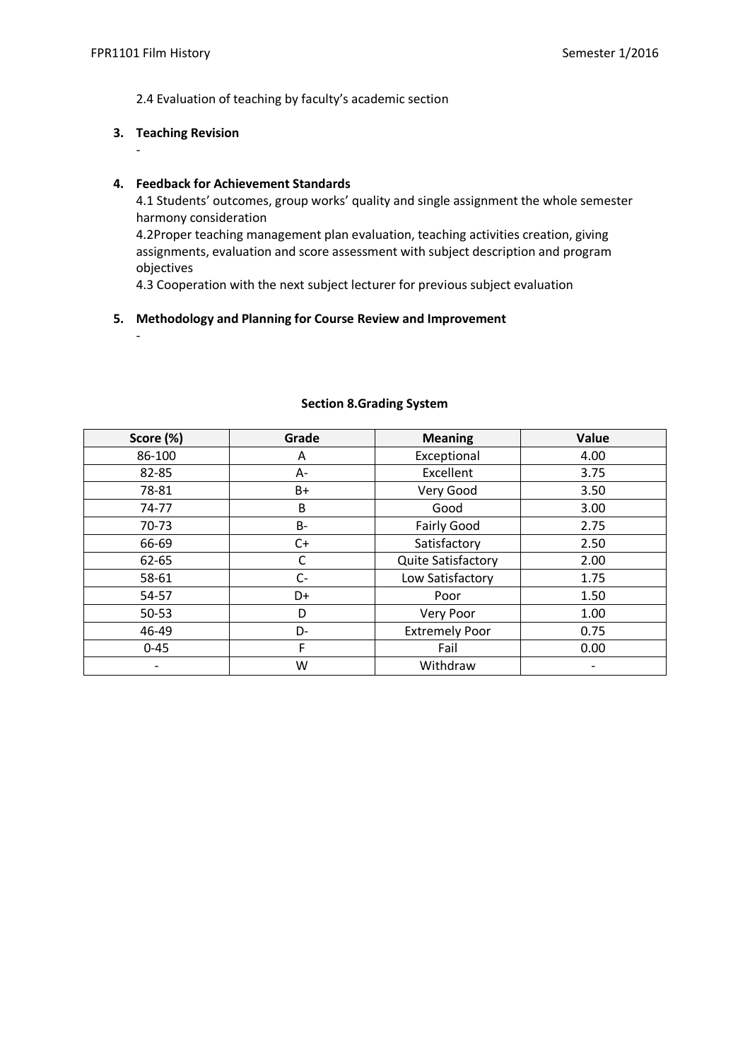2.4 Evaluation of teaching by faculty's academic section

**3. Teaching Revision**

-

**4. Feedback for Achievement Standards**

4.1 Students' outcomes, group works' quality and single assignment the whole semester harmony consideration

4.2Proper teaching management plan evaluation, teaching activities creation, giving assignments, evaluation and score assessment with subject description and program objectives

4.3 Cooperation with the next subject lecturer for previous subject evaluation

**5. Methodology and Planning for Course Review and Improvement**

-

**Section 8.Grading System**

| Score (%) | Grade | Meaning | Value |
|---|---|---|---|
| 86-100 | A | Exceptional | 4.00 |
| 82-85 | A- | Excellent | 3.75 |
| 78-81 | B+ | Very Good | 3.50 |
| 74-77 | B | Good | 3.00 |
| 70-73 | B- | Fairly Good | 2.75 |
| 66-69 | C+ | Satisfactory | 2.50 |
| 62-65 | C | Quite Satisfactory | 2.00 |
| 58-61 | C- | Low Satisfactory | 1.75 |
| 54-57 | D+ | Poor | 1.50 |
| 50-53 | D | Very Poor | 1.00 |
| 46-49 | D- | Extremely Poor | 0.75 |
| 0-45 | F | Fail | 0.00 |
| - | W | Withdraw | - |